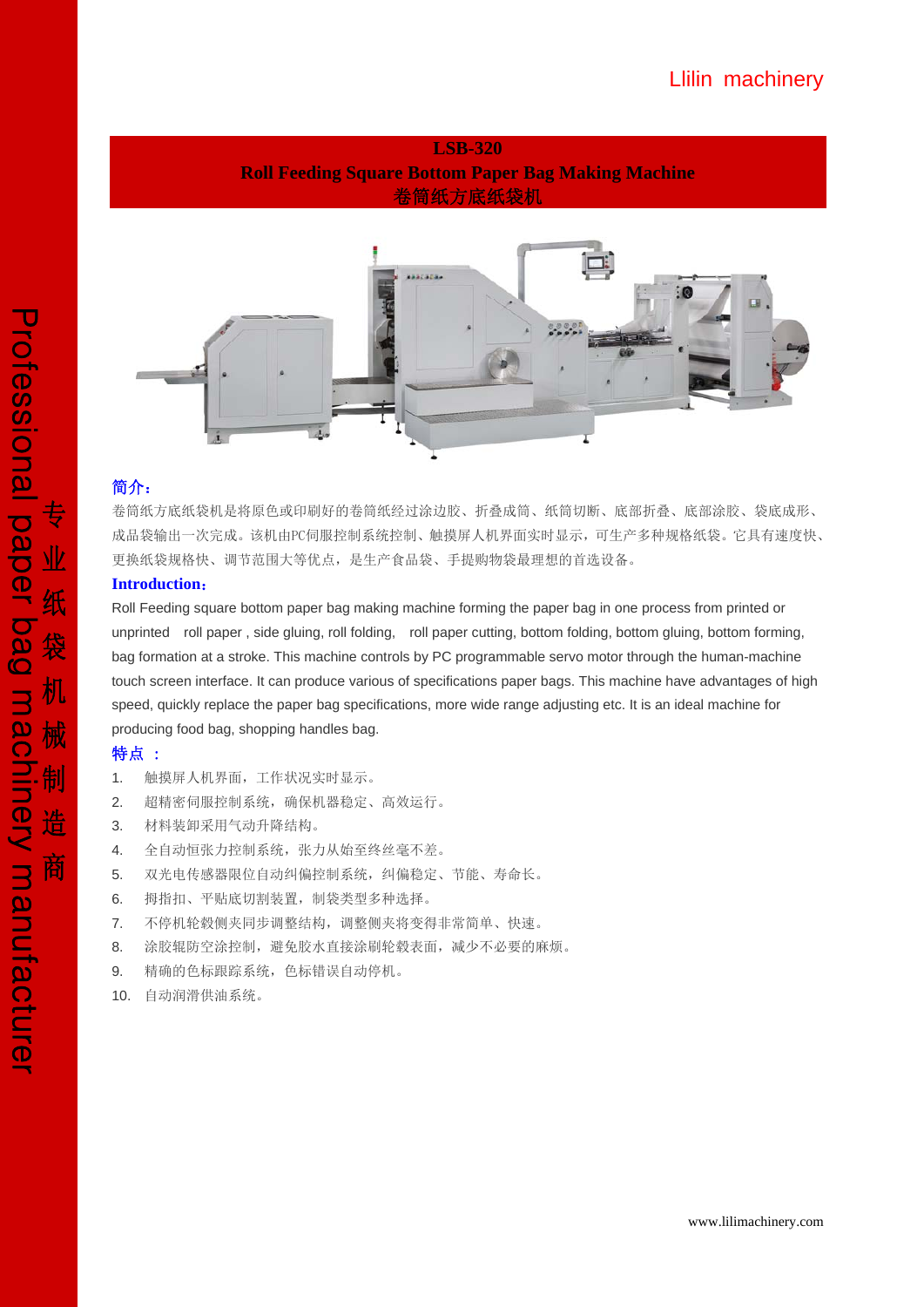Llilin machinery

# LSB-320
# Roll Feeding Square Bottom Paper Bag Making Machine
# 卷筒纸方底纸袋机

Professional paper bag machinery manufacturer

专业纸袋机械制造商

## 简介：

卷筒纸方底纸袋机是将原色或印刷好的卷筒纸经过涂边胶、折叠成筒、纸筒切断、底部折叠、底部涂胶、袋底成形、成品袋输出一次完成。该机由PC伺服控制系统控制、触摸屏人机界面实时显示，可生产多种规格纸袋。它具有速度快、更换纸袋规格快、调节范围大等优点，是生产食品袋、手提购物袋最理想的首选设备。

## Introduction:

Roll Feeding square bottom paper bag making machine forming the paper bag in one process from printed or unprinted roll paper , side gluing, roll folding, roll paper cutting, bottom folding, bottom gluing, bottom forming, bag formation at a stroke. This machine controls by PC programmable servo motor through the human-machine touch screen interface. It can produce various of specifications paper bags. This machine have advantages of high speed, quickly replace the paper bag specifications, more wide range adjusting etc. It is an ideal machine for producing food bag, shopping handles bag.

## 特点 ：

1. 触摸屏人机界面，工作状况实时显示。
2. 超精密伺服控制系统，确保机器稳定、高效运行。
3. 材料装卸采用气动升降结构。
4. 全自动恒张力控制系统，张力从始至终丝毫不差。
5. 双光电传感器限位自动纠偏控制系统，纠偏稳定、节能、寿命长。
6. 拇指扣、平贴底切割装置，制袋类型多种选择。
7. 不停机轮毂侧夹同步调整结构，调整侧夹将变得非常简单、快速。
8. 涂胶辊防空涂控制，避免胶水直接涂刷轮毂表面，减少不必要的麻烦。
9. 精确的色标跟踪系统，色标错误自动停机。
10. 自动润滑供油系统。

www.lilimachinery.com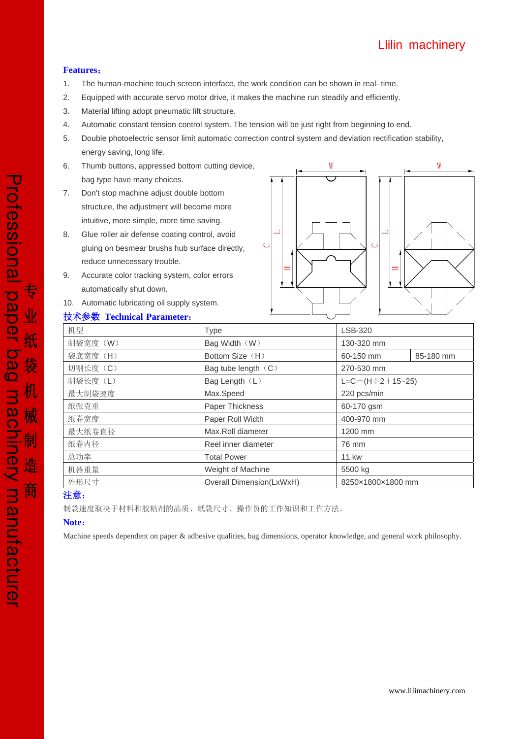Llilin machinery

**Features：**

1. The human-machine touch screen interface, the work condition can be shown in real- time.
2. Equipped with accurate servo motor drive, it makes the machine run steadily and efficiently.
3. Material lifting adopt pneumatic lift structure.
4. Automatic constant tension control system. The tension will be just right from beginning to end.
5. Double photoelectric sensor limit automatic correction control system and deviation rectification stability, energy saving, long life.
6. Thumb buttons, appressed bottom cutting device, bag type have many choices.
7. Don't stop machine adjust double bottom structure, the adjustment will become more intuitive, more simple, more time saving.
8. Glue roller air defense coating control, avoid gluing on besmear brushs hub surface directly, reduce unnecessary trouble.
9. Accurate color tracking system, color errors automatically shut down.
10. Automatic lubricating oil supply system.

W
L
C
H
W
L
C
H

**技术参数 Technical Parameter：**

| | | | |
|---|---|---|---|
| 机型 | Type | LSB-320 | |
| 制袋宽度（W） | Bag Width（W） | 130-320 mm | |
| 袋底宽度（H） | Bottom Size（H） | 60-150 mm | 85-180 mm |
| 切割长度（C） | Bag tube length（C） | 270-530 mm | |
| 制袋长度（L） | Bag Length（L） | L=C－(H÷2＋15~25) | |
| 最大制袋速度 | Max.Speed | 220 pcs/min | |
| 纸张克重 | Paper Thickness | 60-170 gsm | |
| 纸卷宽度 | Paper Roll Width | 400-970 mm | |
| 最大纸卷直径 | Max.Roll diameter | 1200 mm | |
| 纸卷内径 | Reel inner diameter | 76 mm | |
| 总功率 | Total Power | 11 kw | |
| 机器重量 | Weight of Machine | 5500 kg | |
| 外形尺寸 | Overall Dimension(LxWxH) | 8250×1800×1800 mm | |

**注意：**

制袋速度取决于材料和胶粘剂的品质、纸袋尺寸、操作员的工作知识和工作方法。

**Note：**

Machine speeds dependent on paper & adhesive qualities, bag dimensions, operator knowledge, and general work philosophy.

Professional paper bag machinery manufacturer 专业纸袋机械制造商

www.lilimachinery.com